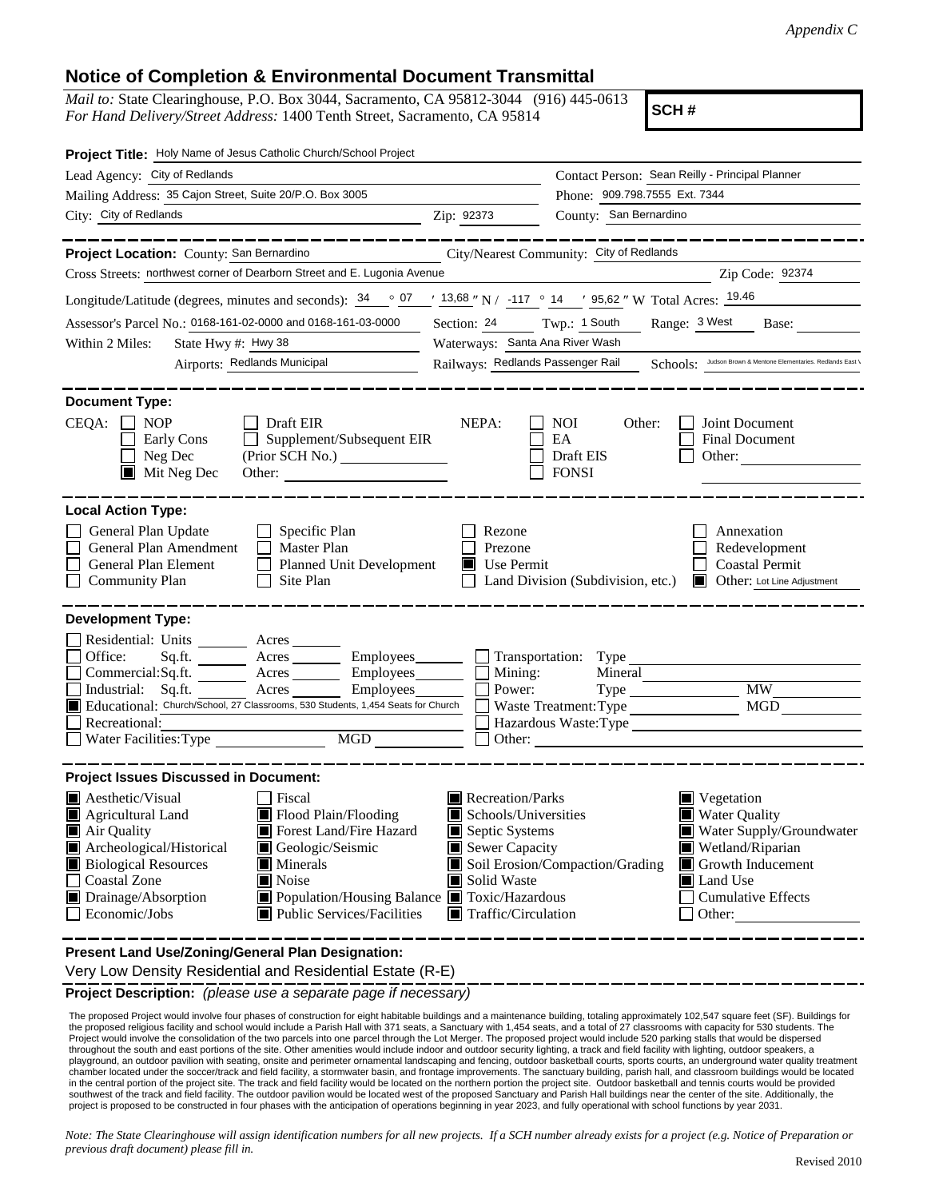*Appendix C*

# Notice of Completion & Environmental Document Transmittal

*Mail to:* State Clearinghouse, P.O. Box 3044, Sacramento, CA 95812-3044 (916) 445-0613
*For Hand Delivery/Street Address:* 1400 Tenth Street, Sacramento, CA 95814

**SCH #**

**Project Title:** Holy Name of Jesus Catholic Church/School Project

Lead Agency: City of Redlands
Contact Person: Sean Reilly - Principal Planner
Mailing Address: 35 Cajon Street, Suite 20/P.O. Box 3005
Phone: 909.798.7555 Ext. 7344
City: City of Redlands
Zip: 92373
County: San Bernardino

---

**Project Location:** County: San Bernardino
City/Nearest Community: City of Redlands
Cross Streets: northwest corner of Dearborn Street and E. Lugonia Avenue
Zip Code: 92374

Longitude/Latitude (degrees, minutes and seconds): 34 ° 07 ′ 13,68 ″ N / -117 ° 14 ′ 95,62 ″ W Total Acres: 19.46

Assessor's Parcel No.: 0168-161-02-0000 and 0168-161-03-0000
Section: 24 Twp.: 1 South Range: 3 West Base:

Within 2 Miles: State Hwy #: Hwy 38
Waterways: Santa Ana River Wash
Airports: Redlands Municipal
Railways: Redlands Passenger Rail
Schools: Judson Brown & Mentone Elementaries. Redlands East V

---

**Document Type:**

CEQA:
- [ ] NOP
- [ ] Early Cons
- [ ] Neg Dec
- [x] Mit Neg Dec
- [ ] Draft EIR
- [ ] Supplement/Subsequent EIR (Prior SCH No.)
- Other:

NEPA:
- [ ] NOI
- [ ] EA
- [ ] Draft EIS
- [ ] FONSI

Other:
- [ ] Joint Document
- [ ] Final Document
- [ ] Other:

---

**Local Action Type:**

- [ ] General Plan Update
- [ ] General Plan Amendment
- [ ] General Plan Element
- [ ] Community Plan
- [ ] Specific Plan
- [ ] Master Plan
- [ ] Planned Unit Development
- [ ] Site Plan
- [ ] Rezone
- [ ] Prezone
- [x] Use Permit
- [ ] Land Division (Subdivision, etc.)
- [ ] Annexation
- [ ] Redevelopment
- [ ] Coastal Permit
- [x] Other: Lot Line Adjustment

---

**Development Type:**

- [ ] Residential: Units ___ Acres ___
- [ ] Office: Sq.ft. ___ Acres ___ Employees ___
- [ ] Commercial: Sq.ft. ___ Acres ___ Employees ___
- [ ] Industrial: Sq.ft. ___ Acres ___ Employees ___
- [x] Educational: Church/School, 27 Classrooms, 530 Students, 1,454 Seats for Church
- [ ] Recreational:
- [ ] Water Facilities: Type ___ MGD ___
- [ ] Transportation: Type
- [ ] Mining: Mineral
- [ ] Power: Type ___ MW
- [ ] Waste Treatment: Type ___ MGD
- [ ] Hazardous Waste: Type
- [ ] Other:

---

**Project Issues Discussed in Document:**

- [x] Aesthetic/Visual
- [x] Agricultural Land
- [x] Air Quality
- [x] Archeological/Historical
- [x] Biological Resources
- [ ] Coastal Zone
- [x] Drainage/Absorption
- [ ] Economic/Jobs
- [ ] Fiscal
- [x] Flood Plain/Flooding
- [x] Forest Land/Fire Hazard
- [x] Geologic/Seismic
- [x] Minerals
- [x] Noise
- [x] Population/Housing Balance
- [x] Public Services/Facilities
- [x] Recreation/Parks
- [x] Schools/Universities
- [x] Septic Systems
- [x] Sewer Capacity
- [x] Soil Erosion/Compaction/Grading
- [x] Solid Waste
- [x] Toxic/Hazardous
- [x] Traffic/Circulation
- [x] Vegetation
- [x] Water Quality
- [x] Water Supply/Groundwater
- [x] Wetland/Riparian
- [x] Growth Inducement
- [x] Land Use
- [ ] Cumulative Effects
- [ ] Other:

---

**Present Land Use/Zoning/General Plan Designation:**

Very Low Density Residential and Residential Estate (R-E)

**Project Description:** *(please use a separate page if necessary)*

The proposed Project would involve four phases of construction for eight habitable buildings and a maintenance building, totaling approximately 102,547 square feet (SF). Buildings for the proposed religious facility and school would include a Parish Hall with 371 seats, a Sanctuary with 1,454 seats, and a total of 27 classrooms with capacity for 530 students. The Project would involve the consolidation of the two parcels into one parcel through the Lot Merger. The proposed project would include 520 parking stalls that would be dispersed throughout the south and east portions of the site. Other amenities would include indoor and outdoor security lighting, a track and field facility with lighting, outdoor speakers, a playground, an outdoor pavilion with seating, onsite and perimeter ornamental landscaping and fencing, outdoor basketball courts, sports courts, an underground water quality treatment chamber located under the soccer/track and field facility, a stormwater basin, and frontage improvements. The sanctuary building, parish hall, and classroom buildings would be located in the central portion of the project site. The track and field facility would be located on the northern portion the project site. Outdoor basketball and tennis courts would be provided southwest of the track and field facility. The outdoor pavilion would be located west of the proposed Sanctuary and Parish Hall buildings near the center of the site. Additionally, the project is proposed to be constructed in four phases with the anticipation of operations beginning in year 2023, and fully operational with school functions by year 2031.

*Note: The State Clearinghouse will assign identification numbers for all new projects. If a SCH number already exists for a project (e.g. Notice of Preparation or previous draft document) please fill in.*

Revised 2010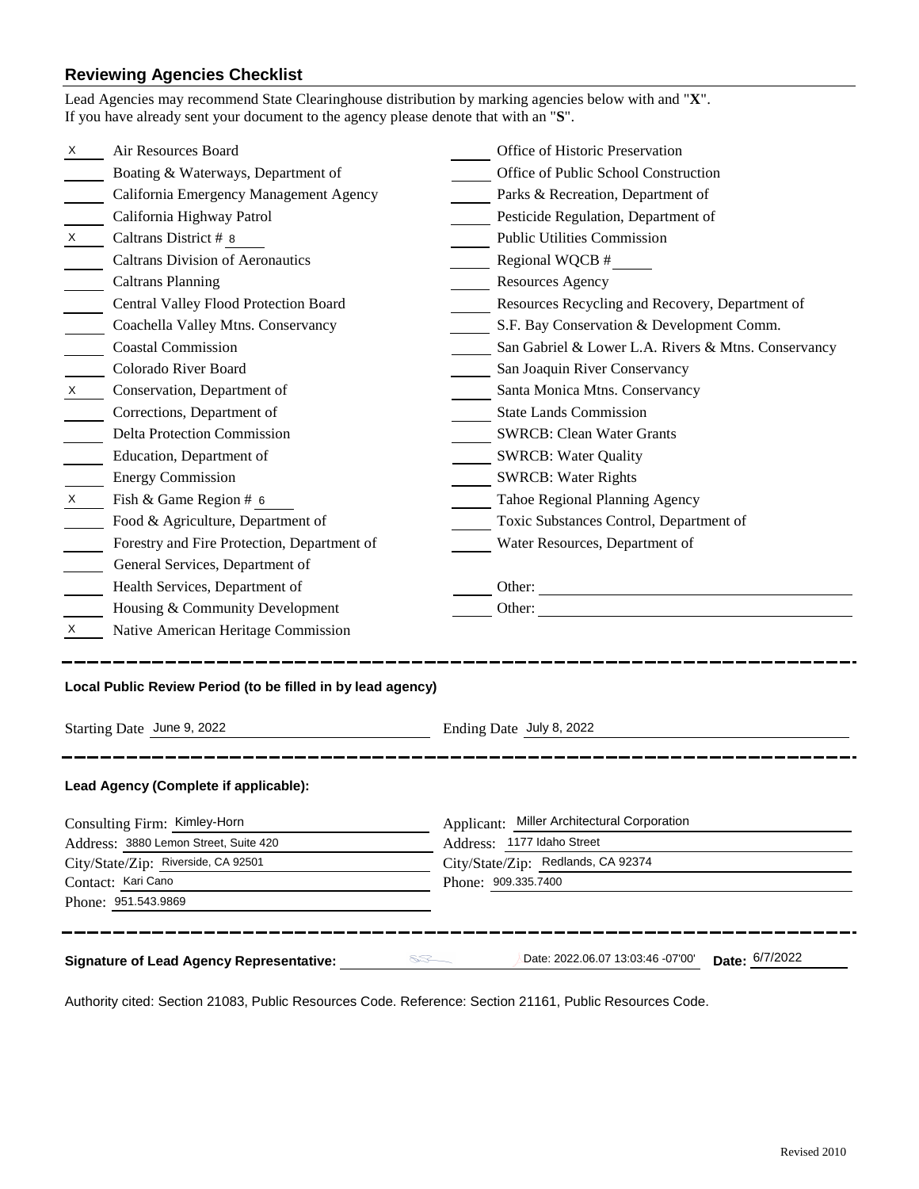## Reviewing Agencies Checklist

Lead Agencies may recommend State Clearinghouse distribution by marking agencies below with and "**X**".
If you have already sent your document to the agency please denote that with an "**S**".

| | | | |
|---|---|---|---|
| X | Air Resources Board | | Office of Historic Preservation |
| | Boating & Waterways, Department of | | Office of Public School Construction |
| | California Emergency Management Agency | | Parks & Recreation, Department of |
| | California Highway Patrol | | Pesticide Regulation, Department of |
| X | Caltrans District # 8 | | Public Utilities Commission |
| | Caltrans Division of Aeronautics | | Regional WQCB # |
| | Caltrans Planning | | Resources Agency |
| | Central Valley Flood Protection Board | | Resources Recycling and Recovery, Department of |
| | Coachella Valley Mtns. Conservancy | | S.F. Bay Conservation & Development Comm. |
| | Coastal Commission | | San Gabriel & Lower L.A. Rivers & Mtns. Conservancy |
| | Colorado River Board | | San Joaquin River Conservancy |
| X | Conservation, Department of | | Santa Monica Mtns. Conservancy |
| | Corrections, Department of | | State Lands Commission |
| | Delta Protection Commission | | SWRCB: Clean Water Grants |
| | Education, Department of | | SWRCB: Water Quality |
| | Energy Commission | | SWRCB: Water Rights |
| X | Fish & Game Region # 6 | | Tahoe Regional Planning Agency |
| | Food & Agriculture, Department of | | Toxic Substances Control, Department of |
| | Forestry and Fire Protection, Department of | | Water Resources, Department of |
| | General Services, Department of | | |
| | Health Services, Department of | | Other: |
| | Housing & Community Development | | Other: |
| X | Native American Heritage Commission | | |

---

**Local Public Review Period (to be filled in by lead agency)**

Starting Date June 9, 2022 Ending Date July 8, 2022

---

**Lead Agency (Complete if applicable):**

Consulting Firm: Kimley-Horn
Address: 3880 Lemon Street, Suite 420
City/State/Zip: Riverside, CA 92501
Contact: Kari Cano
Phone: 951.543.9869

Applicant: Miller Architectural Corporation
Address: 1177 Idaho Street
City/State/Zip: Redlands, CA 92374
Phone: 909.335.7400

---

**Signature of Lead Agency Representative:** Date: 2022.06.07 13:03:46 -07'00' **Date:** 6/7/2022

Authority cited: Section 21083, Public Resources Code. Reference: Section 21161, Public Resources Code.

Revised 2010